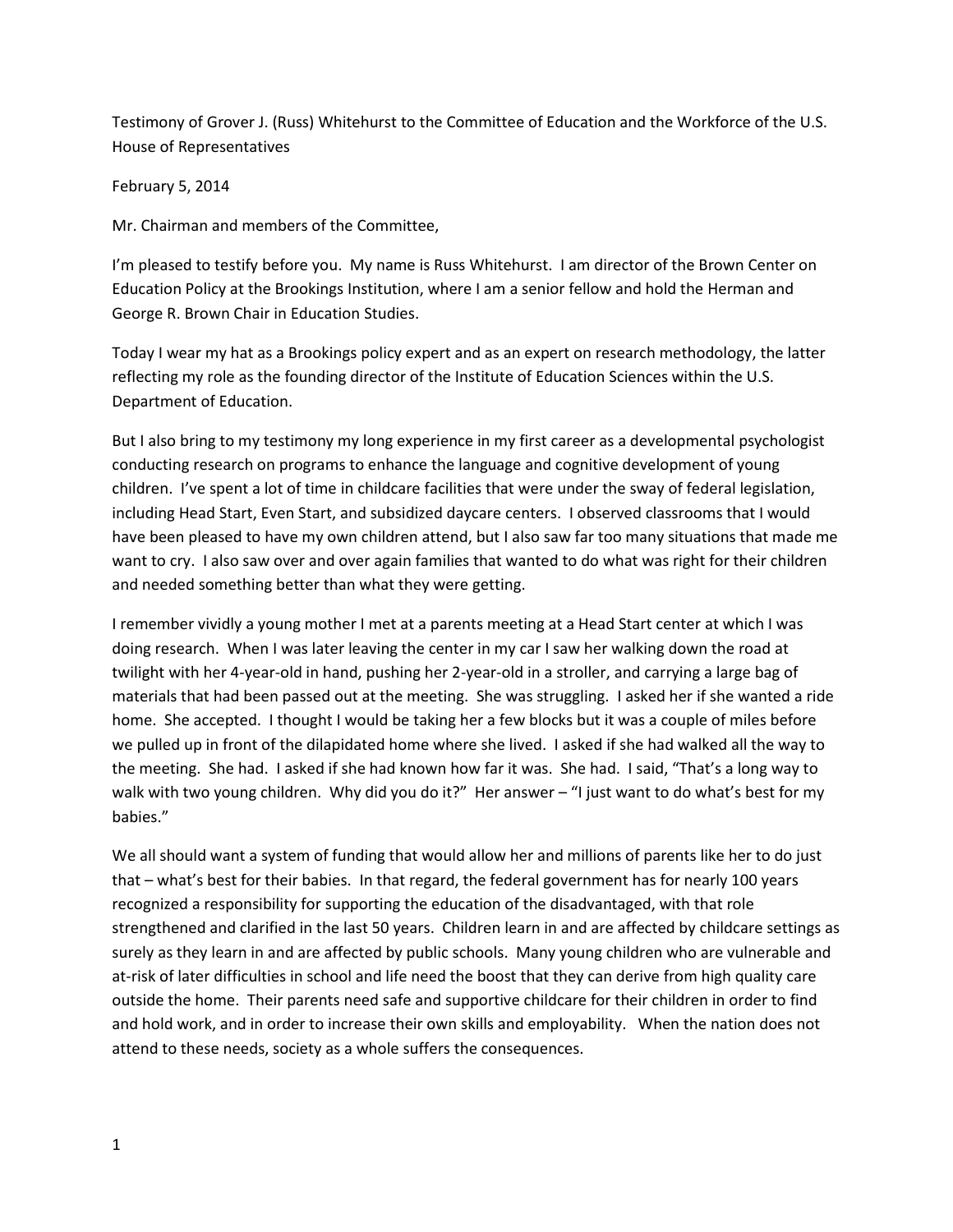Testimony of Grover J. (Russ) Whitehurst to the Committee of Education and the Workforce of the U.S. House of Representatives

February 5, 2014

Mr. Chairman and members of the Committee,

I'm pleased to testify before you. My name is Russ Whitehurst. I am director of the Brown Center on Education Policy at the Brookings Institution, where I am a senior fellow and hold the Herman and George R. Brown Chair in Education Studies.

Today I wear my hat as a Brookings policy expert and as an expert on research methodology, the latter reflecting my role as the founding director of the Institute of Education Sciences within the U.S. Department of Education.

But I also bring to my testimony my long experience in my first career as a developmental psychologist conducting research on programs to enhance the language and cognitive development of young children. I've spent a lot of time in childcare facilities that were under the sway of federal legislation, including Head Start, Even Start, and subsidized daycare centers. I observed classrooms that I would have been pleased to have my own children attend, but I also saw far too many situations that made me want to cry. I also saw over and over again families that wanted to do what was right for their children and needed something better than what they were getting.

I remember vividly a young mother I met at a parents meeting at a Head Start center at which I was doing research. When I was later leaving the center in my car I saw her walking down the road at twilight with her 4-year-old in hand, pushing her 2-year-old in a stroller, and carrying a large bag of materials that had been passed out at the meeting. She was struggling. I asked her if she wanted a ride home. She accepted. I thought I would be taking her a few blocks but it was a couple of miles before we pulled up in front of the dilapidated home where she lived. I asked if she had walked all the way to the meeting. She had. I asked if she had known how far it was. She had. I said, "That's a long way to walk with two young children. Why did you do it?" Her answer – "I just want to do what's best for my babies."

We all should want a system of funding that would allow her and millions of parents like her to do just that – what's best for their babies. In that regard, the federal government has for nearly 100 years recognized a responsibility for supporting the education of the disadvantaged, with that role strengthened and clarified in the last 50 years. Children learn in and are affected by childcare settings as surely as they learn in and are affected by public schools. Many young children who are vulnerable and at-risk of later difficulties in school and life need the boost that they can derive from high quality care outside the home. Their parents need safe and supportive childcare for their children in order to find and hold work, and in order to increase their own skills and employability. When the nation does not attend to these needs, society as a whole suffers the consequences.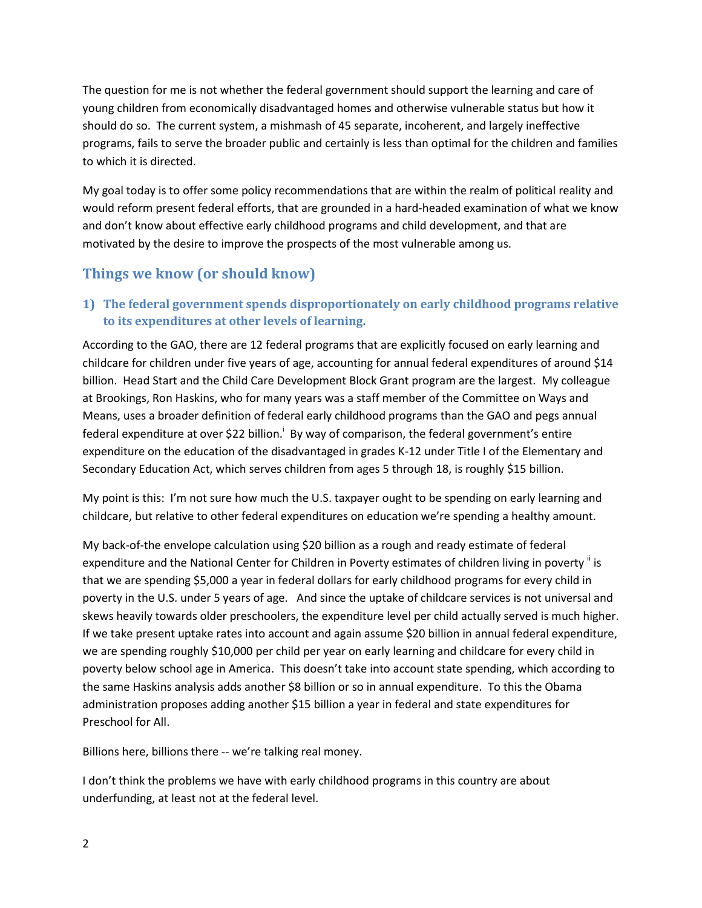The question for me is not whether the federal government should support the learning and care of young children from economically disadvantaged homes and otherwise vulnerable status but how it should do so. The current system, a mishmash of 45 separate, incoherent, and largely ineffective programs, fails to serve the broader public and certainly is less than optimal for the children and families to which it is directed.

My goal today is to offer some policy recommendations that are within the realm of political reality and would reform present federal efforts, that are grounded in a hard-headed examination of what we know and don't know about effective early childhood programs and child development, and that are motivated by the desire to improve the prospects of the most vulnerable among us.

## Things we know (or should know)

### 1) The federal government spends disproportionately on early childhood programs relative to its expenditures at other levels of learning.

According to the GAO, there are 12 federal programs that are explicitly focused on early learning and childcare for children under five years of age, accounting for annual federal expenditures of around $14 billion. Head Start and the Child Care Development Block Grant program are the largest. My colleague at Brookings, Ron Haskins, who for many years was a staff member of the Committee on Ways and Means, uses a broader definition of federal early childhood programs than the GAO and pegs annual federal expenditure at over $22 billion.[i] By way of comparison, the federal government's entire expenditure on the education of the disadvantaged in grades K-12 under Title I of the Elementary and Secondary Education Act, which serves children from ages 5 through 18, is roughly $15 billion.

My point is this: I'm not sure how much the U.S. taxpayer ought to be spending on early learning and childcare, but relative to other federal expenditures on education we're spending a healthy amount.

My back-of-the envelope calculation using $20 billion as a rough and ready estimate of federal expenditure and the National Center for Children in Poverty estimates of children living in poverty [ii] is that we are spending $5,000 a year in federal dollars for early childhood programs for every child in poverty in the U.S. under 5 years of age. And since the uptake of childcare services is not universal and skews heavily towards older preschoolers, the expenditure level per child actually served is much higher. If we take present uptake rates into account and again assume $20 billion in annual federal expenditure, we are spending roughly $10,000 per child per year on early learning and childcare for every child in poverty below school age in America. This doesn't take into account state spending, which according to the same Haskins analysis adds another $8 billion or so in annual expenditure. To this the Obama administration proposes adding another $15 billion a year in federal and state expenditures for Preschool for All.

Billions here, billions there -- we're talking real money.

I don't think the problems we have with early childhood programs in this country are about underfunding, at least not at the federal level.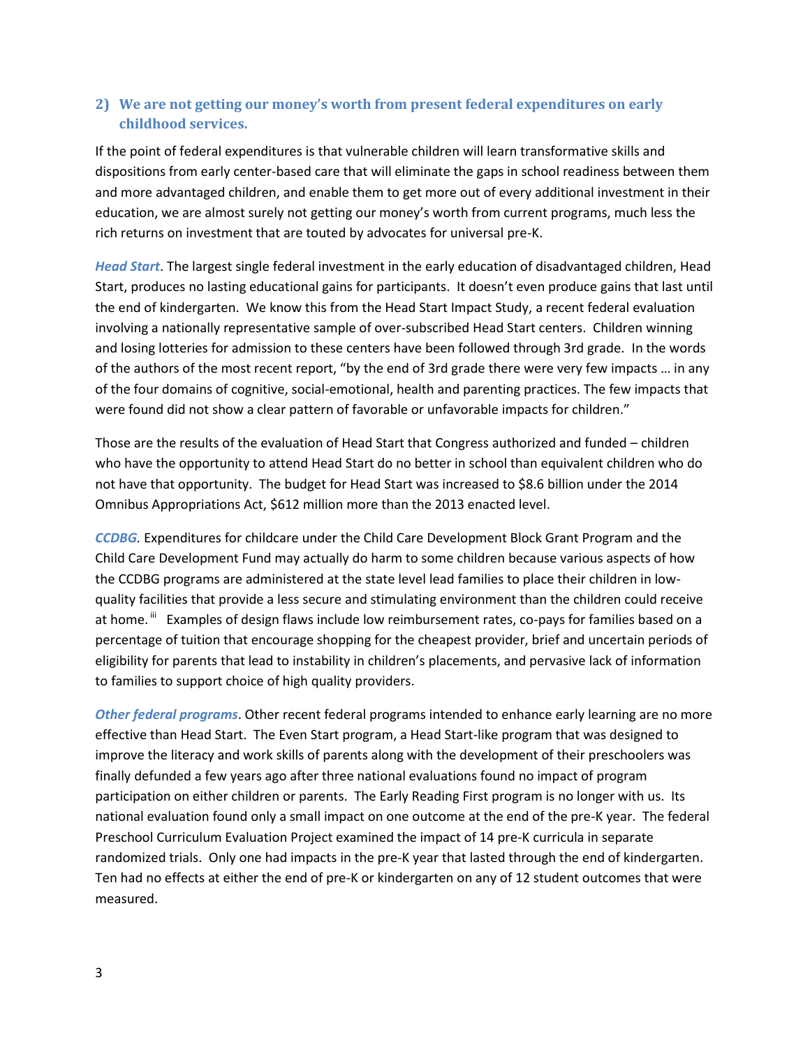## 2) We are not getting our money's worth from present federal expenditures on early childhood services.

If the point of federal expenditures is that vulnerable children will learn transformative skills and dispositions from early center-based care that will eliminate the gaps in school readiness between them and more advantaged children, and enable them to get more out of every additional investment in their education, we are almost surely not getting our money's worth from current programs, much less the rich returns on investment that are touted by advocates for universal pre-K.

***Head Start***. The largest single federal investment in the early education of disadvantaged children, Head Start, produces no lasting educational gains for participants. It doesn't even produce gains that last until the end of kindergarten. We know this from the Head Start Impact Study, a recent federal evaluation involving a nationally representative sample of over-subscribed Head Start centers. Children winning and losing lotteries for admission to these centers have been followed through 3rd grade. In the words of the authors of the most recent report, "by the end of 3rd grade there were very few impacts … in any of the four domains of cognitive, social-emotional, health and parenting practices. The few impacts that were found did not show a clear pattern of favorable or unfavorable impacts for children."

Those are the results of the evaluation of Head Start that Congress authorized and funded – children who have the opportunity to attend Head Start do no better in school than equivalent children who do not have that opportunity. The budget for Head Start was increased to $8.6 billion under the 2014 Omnibus Appropriations Act, $612 million more than the 2013 enacted level.

***CCDBG.*** Expenditures for childcare under the Child Care Development Block Grant Program and the Child Care Development Fund may actually do harm to some children because various aspects of how the CCDBG programs are administered at the state level lead families to place their children in low-quality facilities that provide a less secure and stimulating environment than the children could receive at home.[iii] Examples of design flaws include low reimbursement rates, co-pays for families based on a percentage of tuition that encourage shopping for the cheapest provider, brief and uncertain periods of eligibility for parents that lead to instability in children's placements, and pervasive lack of information to families to support choice of high quality providers.

***Other federal programs***. Other recent federal programs intended to enhance early learning are no more effective than Head Start. The Even Start program, a Head Start-like program that was designed to improve the literacy and work skills of parents along with the development of their preschoolers was finally defunded a few years ago after three national evaluations found no impact of program participation on either children or parents. The Early Reading First program is no longer with us. Its national evaluation found only a small impact on one outcome at the end of the pre-K year. The federal Preschool Curriculum Evaluation Project examined the impact of 14 pre-K curricula in separate randomized trials. Only one had impacts in the pre-K year that lasted through the end of kindergarten. Ten had no effects at either the end of pre-K or kindergarten on any of 12 student outcomes that were measured.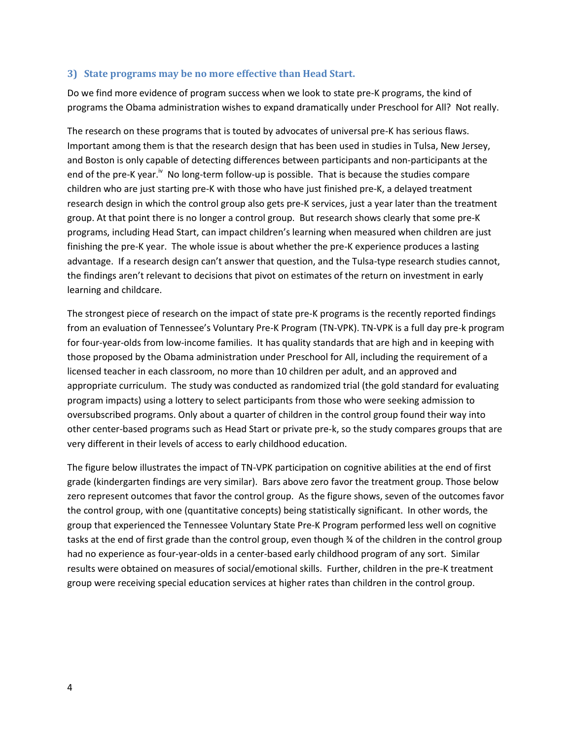### 3) State programs may be no more effective than Head Start.

Do we find more evidence of program success when we look to state pre-K programs, the kind of programs the Obama administration wishes to expand dramatically under Preschool for All? Not really.

The research on these programs that is touted by advocates of universal pre-K has serious flaws. Important among them is that the research design that has been used in studies in Tulsa, New Jersey, and Boston is only capable of detecting differences between participants and non-participants at the end of the pre-K year.[iv] No long-term follow-up is possible. That is because the studies compare children who are just starting pre-K with those who have just finished pre-K, a delayed treatment research design in which the control group also gets pre-K services, just a year later than the treatment group. At that point there is no longer a control group. But research shows clearly that some pre-K programs, including Head Start, can impact children's learning when measured when children are just finishing the pre-K year. The whole issue is about whether the pre-K experience produces a lasting advantage. If a research design can't answer that question, and the Tulsa-type research studies cannot, the findings aren't relevant to decisions that pivot on estimates of the return on investment in early learning and childcare.

The strongest piece of research on the impact of state pre-K programs is the recently reported findings from an evaluation of Tennessee's Voluntary Pre-K Program (TN-VPK). TN-VPK is a full day pre-k program for four-year-olds from low-income families. It has quality standards that are high and in keeping with those proposed by the Obama administration under Preschool for All, including the requirement of a licensed teacher in each classroom, no more than 10 children per adult, and an approved and appropriate curriculum. The study was conducted as randomized trial (the gold standard for evaluating program impacts) using a lottery to select participants from those who were seeking admission to oversubscribed programs. Only about a quarter of children in the control group found their way into other center-based programs such as Head Start or private pre-k, so the study compares groups that are very different in their levels of access to early childhood education.

The figure below illustrates the impact of TN-VPK participation on cognitive abilities at the end of first grade (kindergarten findings are very similar). Bars above zero favor the treatment group. Those below zero represent outcomes that favor the control group. As the figure shows, seven of the outcomes favor the control group, with one (quantitative concepts) being statistically significant. In other words, the group that experienced the Tennessee Voluntary State Pre-K Program performed less well on cognitive tasks at the end of first grade than the control group, even though ¾ of the children in the control group had no experience as four-year-olds in a center-based early childhood program of any sort. Similar results were obtained on measures of social/emotional skills. Further, children in the pre-K treatment group were receiving special education services at higher rates than children in the control group.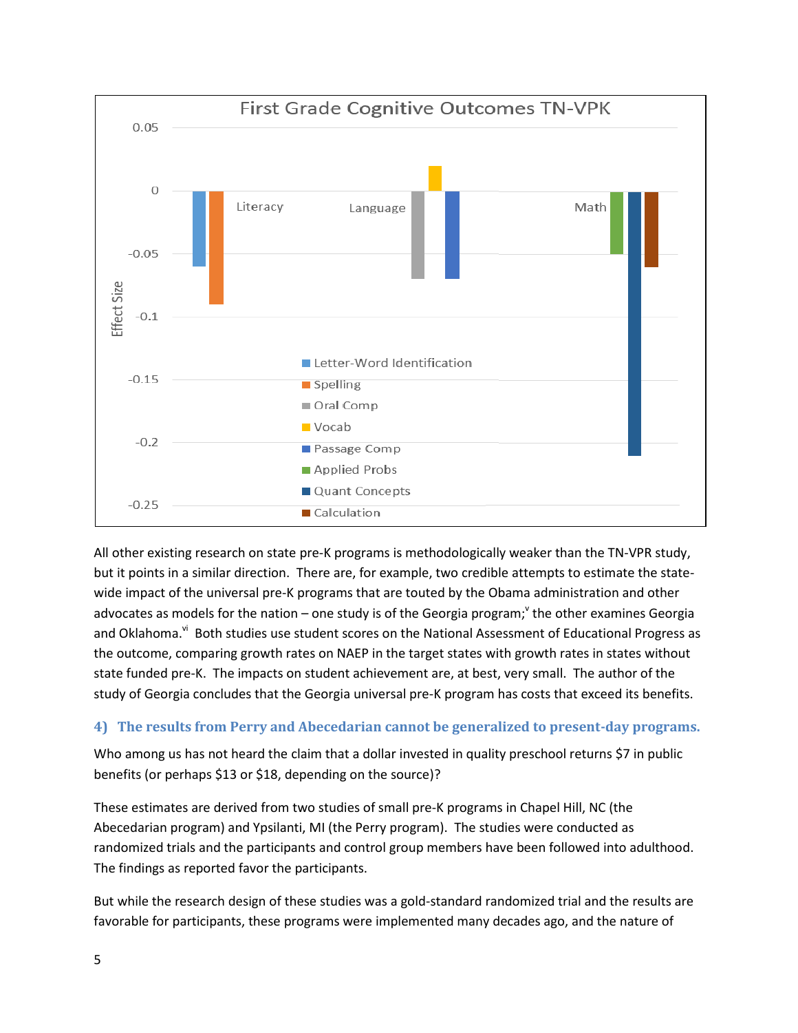All other existing research on state pre-K programs is methodologically weaker than the TN-VPR study, but it points in a similar direction. There are, for example, two credible attempts to estimate the state-wide impact of the universal pre-K programs that are touted by the Obama administration and other advocates as models for the nation – one study is of the Georgia program;[v] the other examines Georgia and Oklahoma.[vi] Both studies use student scores on the National Assessment of Educational Progress as the outcome, comparing growth rates on NAEP in the target states with growth rates in states without state funded pre-K. The impacts on student achievement are, at best, very small. The author of the study of Georgia concludes that the Georgia universal pre-K program has costs that exceed its benefits.

### 4) The results from Perry and Abecedarian cannot be generalized to present-day programs.

Who among us has not heard the claim that a dollar invested in quality preschool returns $7 in public benefits (or perhaps $13 or $18, depending on the source)?

These estimates are derived from two studies of small pre-K programs in Chapel Hill, NC (the Abecedarian program) and Ypsilanti, MI (the Perry program). The studies were conducted as randomized trials and the participants and control group members have been followed into adulthood. The findings as reported favor the participants.

But while the research design of these studies was a gold-standard randomized trial and the results are favorable for participants, these programs were implemented many decades ago, and the nature of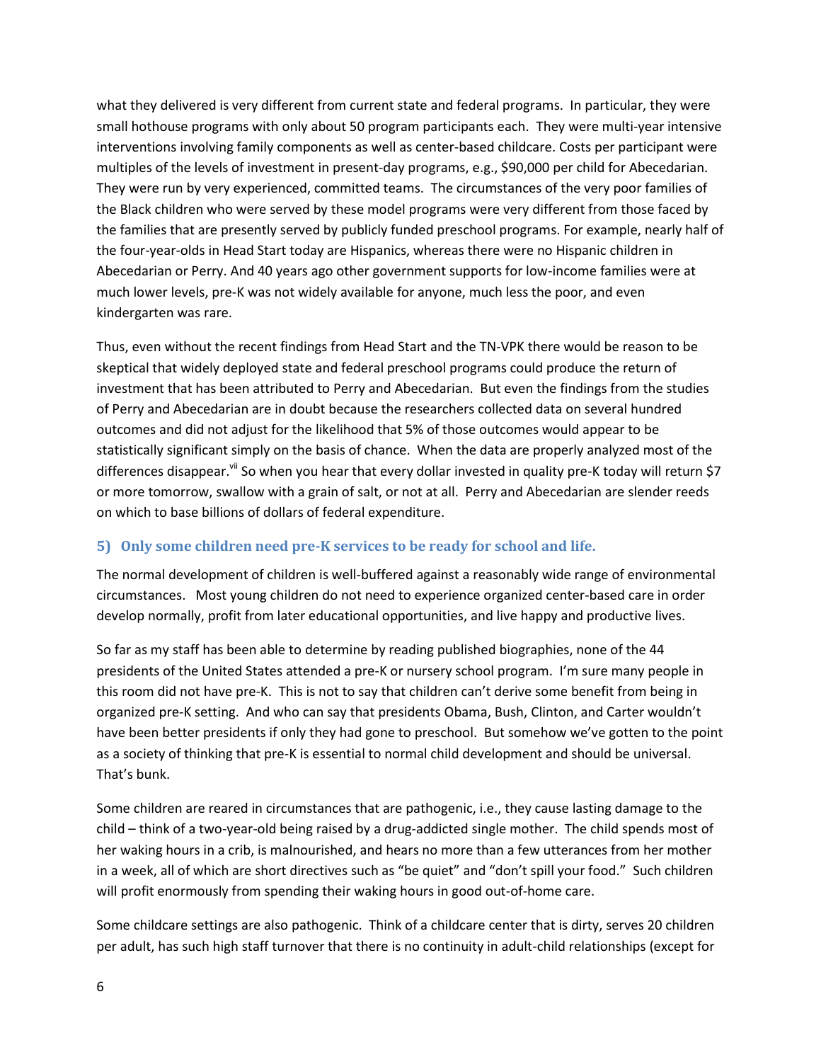what they delivered is very different from current state and federal programs. In particular, they were small hothouse programs with only about 50 program participants each. They were multi-year intensive interventions involving family components as well as center-based childcare. Costs per participant were multiples of the levels of investment in present-day programs, e.g., $90,000 per child for Abecedarian. They were run by very experienced, committed teams. The circumstances of the very poor families of the Black children who were served by these model programs were very different from those faced by the families that are presently served by publicly funded preschool programs. For example, nearly half of the four-year-olds in Head Start today are Hispanics, whereas there were no Hispanic children in Abecedarian or Perry. And 40 years ago other government supports for low-income families were at much lower levels, pre-K was not widely available for anyone, much less the poor, and even kindergarten was rare.

Thus, even without the recent findings from Head Start and the TN-VPK there would be reason to be skeptical that widely deployed state and federal preschool programs could produce the return of investment that has been attributed to Perry and Abecedarian. But even the findings from the studies of Perry and Abecedarian are in doubt because the researchers collected data on several hundred outcomes and did not adjust for the likelihood that 5% of those outcomes would appear to be statistically significant simply on the basis of chance. When the data are properly analyzed most of the differences disappear.[vii] So when you hear that every dollar invested in quality pre-K today will return $7 or more tomorrow, swallow with a grain of salt, or not at all. Perry and Abecedarian are slender reeds on which to base billions of dollars of federal expenditure.

### 5) Only some children need pre-K services to be ready for school and life.

The normal development of children is well-buffered against a reasonably wide range of environmental circumstances. Most young children do not need to experience organized center-based care in order develop normally, profit from later educational opportunities, and live happy and productive lives.

So far as my staff has been able to determine by reading published biographies, none of the 44 presidents of the United States attended a pre-K or nursery school program. I'm sure many people in this room did not have pre-K. This is not to say that children can't derive some benefit from being in organized pre-K setting. And who can say that presidents Obama, Bush, Clinton, and Carter wouldn't have been better presidents if only they had gone to preschool. But somehow we've gotten to the point as a society of thinking that pre-K is essential to normal child development and should be universal. That's bunk.

Some children are reared in circumstances that are pathogenic, i.e., they cause lasting damage to the child – think of a two-year-old being raised by a drug-addicted single mother. The child spends most of her waking hours in a crib, is malnourished, and hears no more than a few utterances from her mother in a week, all of which are short directives such as "be quiet" and "don't spill your food." Such children will profit enormously from spending their waking hours in good out-of-home care.

Some childcare settings are also pathogenic. Think of a childcare center that is dirty, serves 20 children per adult, has such high staff turnover that there is no continuity in adult-child relationships (except for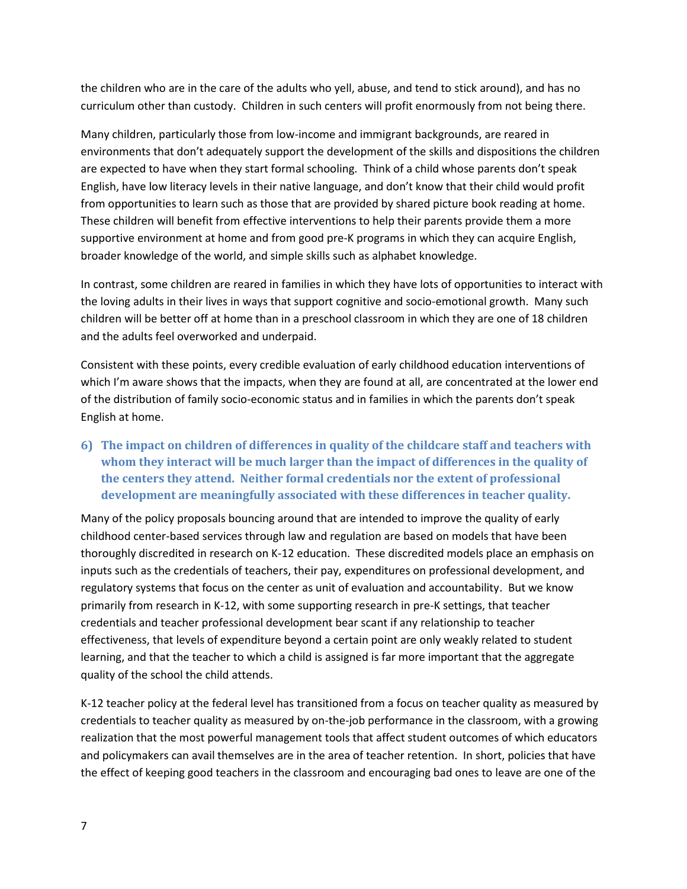the children who are in the care of the adults who yell, abuse, and tend to stick around), and has no curriculum other than custody. Children in such centers will profit enormously from not being there.

Many children, particularly those from low-income and immigrant backgrounds, are reared in environments that don't adequately support the development of the skills and dispositions the children are expected to have when they start formal schooling. Think of a child whose parents don't speak English, have low literacy levels in their native language, and don't know that their child would profit from opportunities to learn such as those that are provided by shared picture book reading at home. These children will benefit from effective interventions to help their parents provide them a more supportive environment at home and from good pre-K programs in which they can acquire English, broader knowledge of the world, and simple skills such as alphabet knowledge.

In contrast, some children are reared in families in which they have lots of opportunities to interact with the loving adults in their lives in ways that support cognitive and socio-emotional growth. Many such children will be better off at home than in a preschool classroom in which they are one of 18 children and the adults feel overworked and underpaid.

Consistent with these points, every credible evaluation of early childhood education interventions of which I'm aware shows that the impacts, when they are found at all, are concentrated at the lower end of the distribution of family socio-economic status and in families in which the parents don't speak English at home.

### 6) The impact on children of differences in quality of the childcare staff and teachers with whom they interact will be much larger than the impact of differences in the quality of the centers they attend. Neither formal credentials nor the extent of professional development are meaningfully associated with these differences in teacher quality.

Many of the policy proposals bouncing around that are intended to improve the quality of early childhood center-based services through law and regulation are based on models that have been thoroughly discredited in research on K-12 education. These discredited models place an emphasis on inputs such as the credentials of teachers, their pay, expenditures on professional development, and regulatory systems that focus on the center as unit of evaluation and accountability. But we know primarily from research in K-12, with some supporting research in pre-K settings, that teacher credentials and teacher professional development bear scant if any relationship to teacher effectiveness, that levels of expenditure beyond a certain point are only weakly related to student learning, and that the teacher to which a child is assigned is far more important that the aggregate quality of the school the child attends.

K-12 teacher policy at the federal level has transitioned from a focus on teacher quality as measured by credentials to teacher quality as measured by on-the-job performance in the classroom, with a growing realization that the most powerful management tools that affect student outcomes of which educators and policymakers can avail themselves are in the area of teacher retention. In short, policies that have the effect of keeping good teachers in the classroom and encouraging bad ones to leave are one of the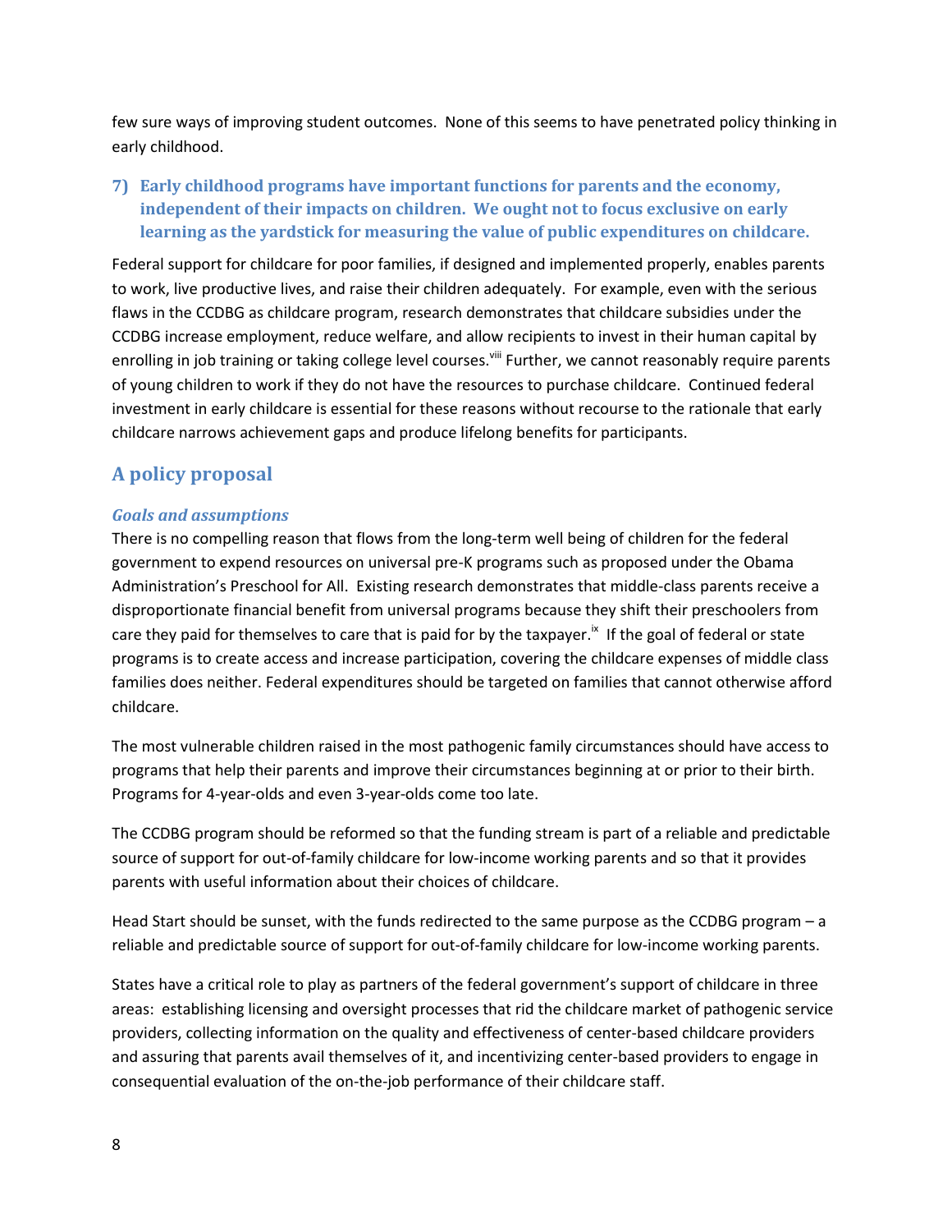few sure ways of improving student outcomes. None of this seems to have penetrated policy thinking in early childhood.

### 7) Early childhood programs have important functions for parents and the economy, independent of their impacts on children. We ought not to focus exclusive on early learning as the yardstick for measuring the value of public expenditures on childcare.

Federal support for childcare for poor families, if designed and implemented properly, enables parents to work, live productive lives, and raise their children adequately. For example, even with the serious flaws in the CCDBG as childcare program, research demonstrates that childcare subsidies under the CCDBG increase employment, reduce welfare, and allow recipients to invest in their human capital by enrolling in job training or taking college level courses.[viii] Further, we cannot reasonably require parents of young children to work if they do not have the resources to purchase childcare. Continued federal investment in early childcare is essential for these reasons without recourse to the rationale that early childcare narrows achievement gaps and produce lifelong benefits for participants.

## A policy proposal

### *Goals and assumptions*

There is no compelling reason that flows from the long-term well being of children for the federal government to expend resources on universal pre-K programs such as proposed under the Obama Administration's Preschool for All. Existing research demonstrates that middle-class parents receive a disproportionate financial benefit from universal programs because they shift their preschoolers from care they paid for themselves to care that is paid for by the taxpayer.[ix] If the goal of federal or state programs is to create access and increase participation, covering the childcare expenses of middle class families does neither. Federal expenditures should be targeted on families that cannot otherwise afford childcare.

The most vulnerable children raised in the most pathogenic family circumstances should have access to programs that help their parents and improve their circumstances beginning at or prior to their birth. Programs for 4-year-olds and even 3-year-olds come too late.

The CCDBG program should be reformed so that the funding stream is part of a reliable and predictable source of support for out-of-family childcare for low-income working parents and so that it provides parents with useful information about their choices of childcare.

Head Start should be sunset, with the funds redirected to the same purpose as the CCDBG program – a reliable and predictable source of support for out-of-family childcare for low-income working parents.

States have a critical role to play as partners of the federal government's support of childcare in three areas: establishing licensing and oversight processes that rid the childcare market of pathogenic service providers, collecting information on the quality and effectiveness of center-based childcare providers and assuring that parents avail themselves of it, and incentivizing center-based providers to engage in consequential evaluation of the on-the-job performance of their childcare staff.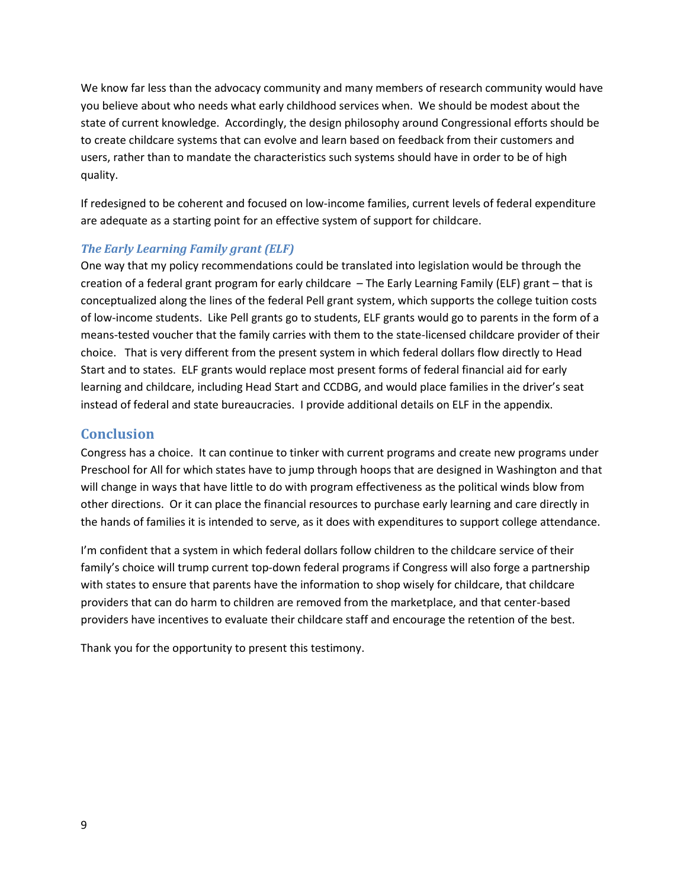We know far less than the advocacy community and many members of research community would have you believe about who needs what early childhood services when. We should be modest about the state of current knowledge. Accordingly, the design philosophy around Congressional efforts should be to create childcare systems that can evolve and learn based on feedback from their customers and users, rather than to mandate the characteristics such systems should have in order to be of high quality.

If redesigned to be coherent and focused on low-income families, current levels of federal expenditure are adequate as a starting point for an effective system of support for childcare.

### *The Early Learning Family grant (ELF)*

One way that my policy recommendations could be translated into legislation would be through the creation of a federal grant program for early childcare – The Early Learning Family (ELF) grant – that is conceptualized along the lines of the federal Pell grant system, which supports the college tuition costs of low-income students. Like Pell grants go to students, ELF grants would go to parents in the form of a means-tested voucher that the family carries with them to the state-licensed childcare provider of their choice. That is very different from the present system in which federal dollars flow directly to Head Start and to states. ELF grants would replace most present forms of federal financial aid for early learning and childcare, including Head Start and CCDBG, and would place families in the driver's seat instead of federal and state bureaucracies. I provide additional details on ELF in the appendix.

## Conclusion

Congress has a choice. It can continue to tinker with current programs and create new programs under Preschool for All for which states have to jump through hoops that are designed in Washington and that will change in ways that have little to do with program effectiveness as the political winds blow from other directions. Or it can place the financial resources to purchase early learning and care directly in the hands of families it is intended to serve, as it does with expenditures to support college attendance.

I'm confident that a system in which federal dollars follow children to the childcare service of their family's choice will trump current top-down federal programs if Congress will also forge a partnership with states to ensure that parents have the information to shop wisely for childcare, that childcare providers that can do harm to children are removed from the marketplace, and that center-based providers have incentives to evaluate their childcare staff and encourage the retention of the best.

Thank you for the opportunity to present this testimony.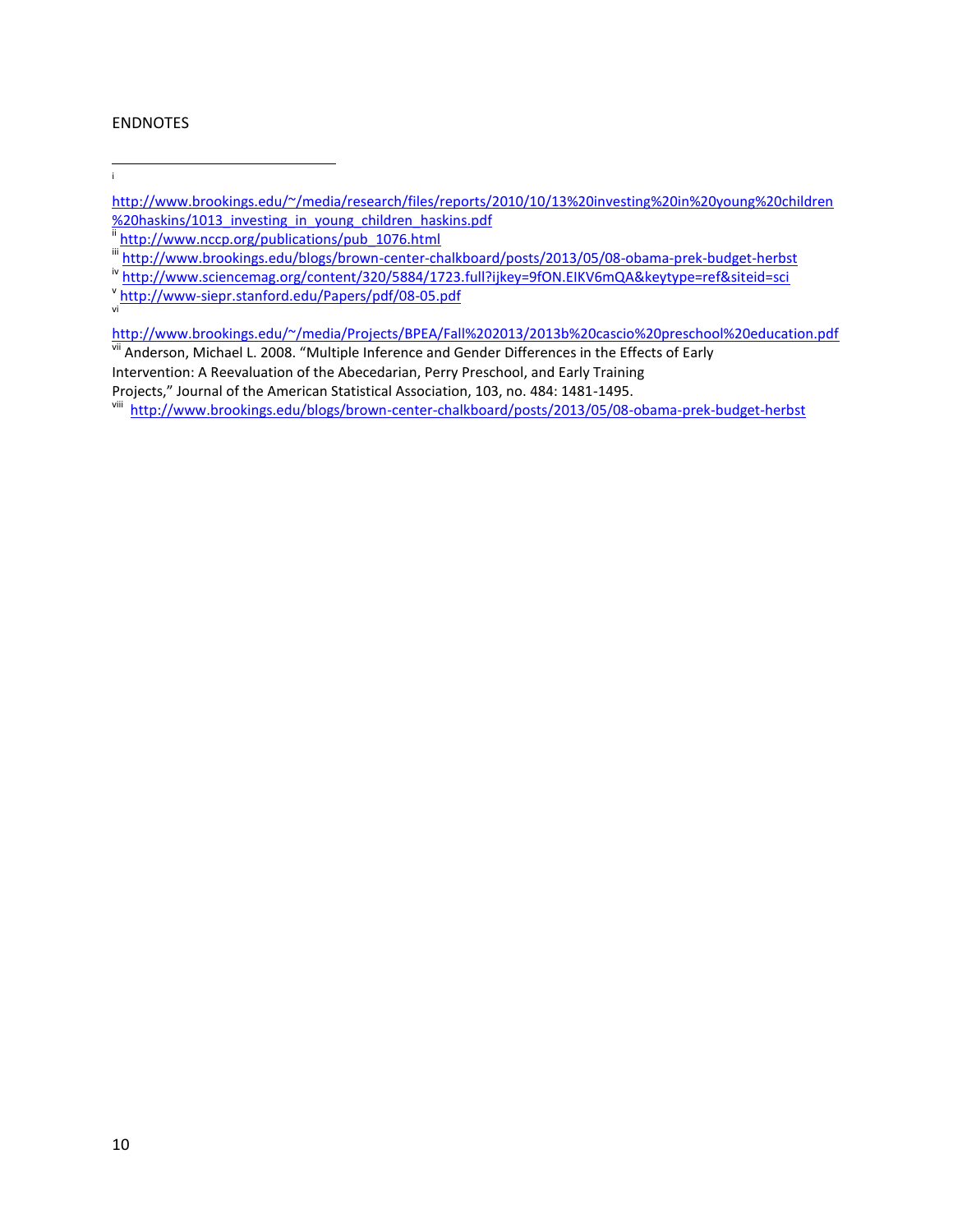ENDNOTES

---

[i] http://www.brookings.edu/~/media/research/files/reports/2010/10/13%20investing%20in%20young%20children%20haskins/1013_investing_in_young_children_haskins.pdf

[ii] http://www.nccp.org/publications/pub_1076.html

[iii] http://www.brookings.edu/blogs/brown-center-chalkboard/posts/2013/05/08-obama-prek-budget-herbst

[iv] http://www.sciencemag.org/content/320/5884/1723.full?ijkey=9fON.EIKV6mQA&keytype=ref&siteid=sci

[v] http://www-siepr.stanford.edu/Papers/pdf/08-05.pdf

[vi] http://www.brookings.edu/~/media/Projects/BPEA/Fall%202013/2013b%20cascio%20preschool%20education.pdf

[vii] Anderson, Michael L. 2008. "Multiple Inference and Gender Differences in the Effects of Early Intervention: A Reevaluation of the Abecedarian, Perry Preschool, and Early Training Projects," Journal of the American Statistical Association, 103, no. 484: 1481-1495.

[viii] http://www.brookings.edu/blogs/brown-center-chalkboard/posts/2013/05/08-obama-prek-budget-herbst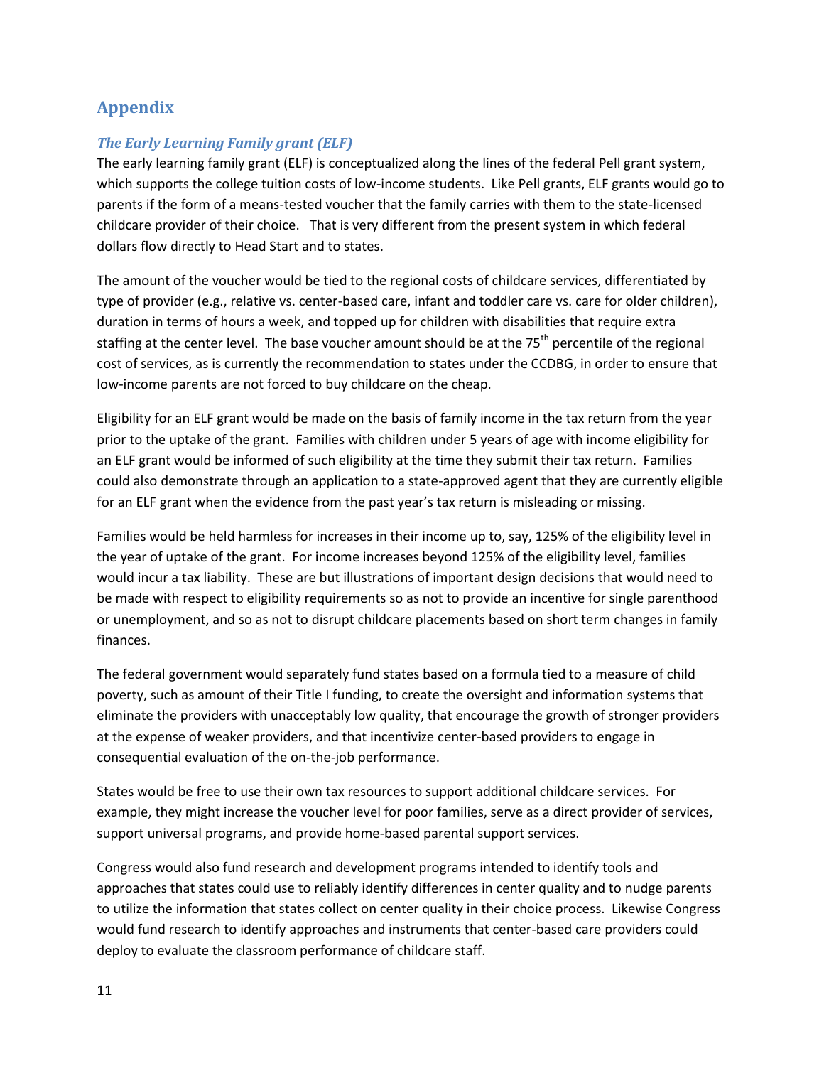## Appendix

### *The Early Learning Family grant (ELF)*

The early learning family grant (ELF) is conceptualized along the lines of the federal Pell grant system, which supports the college tuition costs of low-income students. Like Pell grants, ELF grants would go to parents if the form of a means-tested voucher that the family carries with them to the state-licensed childcare provider of their choice. That is very different from the present system in which federal dollars flow directly to Head Start and to states.

The amount of the voucher would be tied to the regional costs of childcare services, differentiated by type of provider (e.g., relative vs. center-based care, infant and toddler care vs. care for older children), duration in terms of hours a week, and topped up for children with disabilities that require extra staffing at the center level. The base voucher amount should be at the 75th percentile of the regional cost of services, as is currently the recommendation to states under the CCDBG, in order to ensure that low-income parents are not forced to buy childcare on the cheap.

Eligibility for an ELF grant would be made on the basis of family income in the tax return from the year prior to the uptake of the grant. Families with children under 5 years of age with income eligibility for an ELF grant would be informed of such eligibility at the time they submit their tax return. Families could also demonstrate through an application to a state-approved agent that they are currently eligible for an ELF grant when the evidence from the past year's tax return is misleading or missing.

Families would be held harmless for increases in their income up to, say, 125% of the eligibility level in the year of uptake of the grant. For income increases beyond 125% of the eligibility level, families would incur a tax liability. These are but illustrations of important design decisions that would need to be made with respect to eligibility requirements so as not to provide an incentive for single parenthood or unemployment, and so as not to disrupt childcare placements based on short term changes in family finances.

The federal government would separately fund states based on a formula tied to a measure of child poverty, such as amount of their Title I funding, to create the oversight and information systems that eliminate the providers with unacceptably low quality, that encourage the growth of stronger providers at the expense of weaker providers, and that incentivize center-based providers to engage in consequential evaluation of the on-the-job performance.

States would be free to use their own tax resources to support additional childcare services. For example, they might increase the voucher level for poor families, serve as a direct provider of services, support universal programs, and provide home-based parental support services.

Congress would also fund research and development programs intended to identify tools and approaches that states could use to reliably identify differences in center quality and to nudge parents to utilize the information that states collect on center quality in their choice process. Likewise Congress would fund research to identify approaches and instruments that center-based care providers could deploy to evaluate the classroom performance of childcare staff.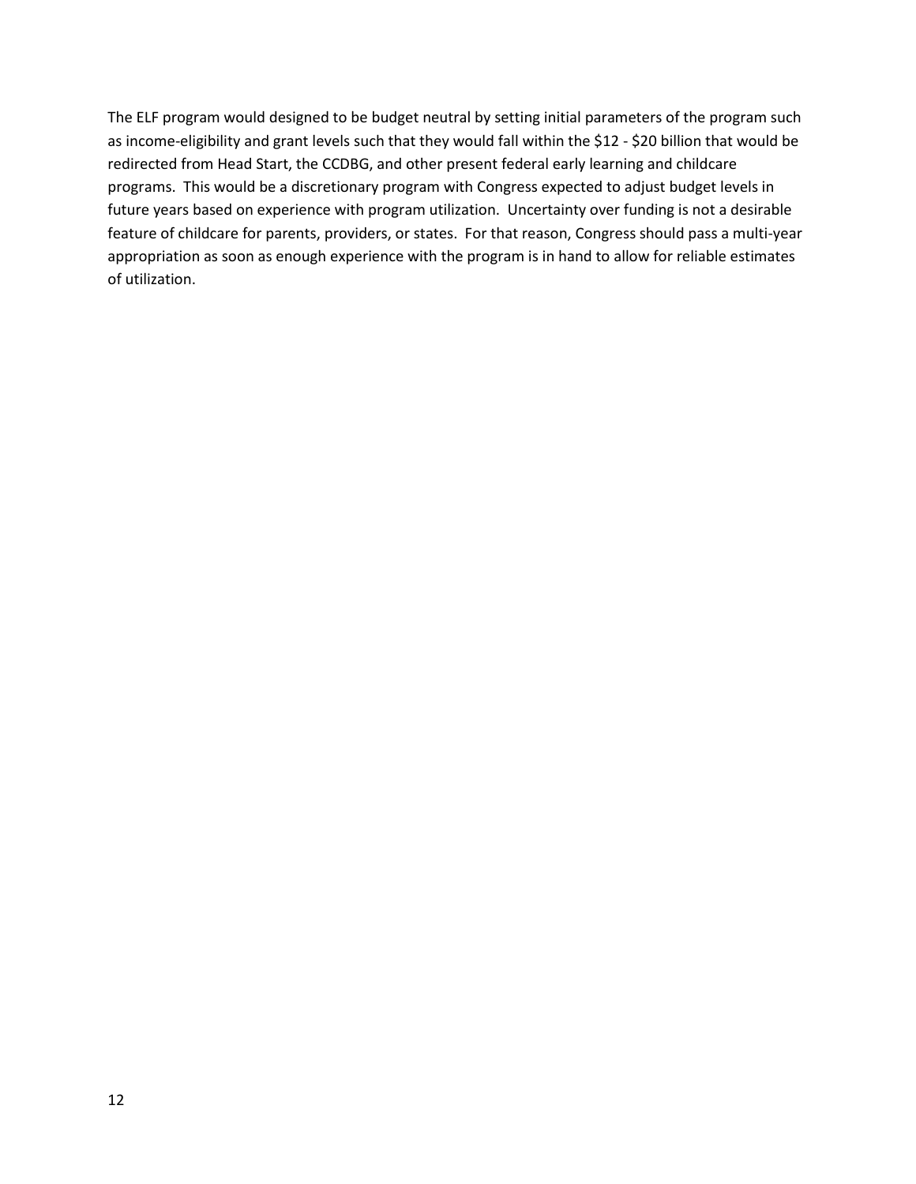The ELF program would designed to be budget neutral by setting initial parameters of the program such as income-eligibility and grant levels such that they would fall within the $12 - $20 billion that would be redirected from Head Start, the CCDBG, and other present federal early learning and childcare programs. This would be a discretionary program with Congress expected to adjust budget levels in future years based on experience with program utilization. Uncertainty over funding is not a desirable feature of childcare for parents, providers, or states. For that reason, Congress should pass a multi-year appropriation as soon as enough experience with the program is in hand to allow for reliable estimates of utilization.